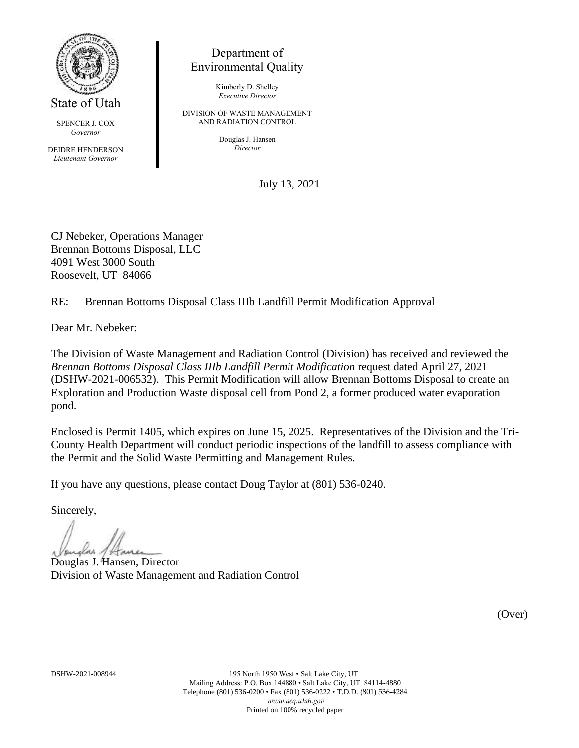State of Utah

SPENCER J. COX
*Governor*

DEIDRE HENDERSON
*Lieutenant Governor*

Department of
Environmental Quality

Kimberly D. Shelley
*Executive Director*

DIVISION OF WASTE MANAGEMENT
AND RADIATION CONTROL

Douglas J. Hansen
*Director*

July 13, 2021

CJ Nebeker, Operations Manager
Brennan Bottoms Disposal, LLC
4091 West 3000 South
Roosevelt, UT 84066

RE: Brennan Bottoms Disposal Class IIIb Landfill Permit Modification Approval

Dear Mr. Nebeker:

The Division of Waste Management and Radiation Control (Division) has received and reviewed the *Brennan Bottoms Disposal Class IIIb Landfill Permit Modification* request dated April 27, 2021 (DSHW-2021-006532). This Permit Modification will allow Brennan Bottoms Disposal to create an Exploration and Production Waste disposal cell from Pond 2, a former produced water evaporation pond.

Enclosed is Permit 1405, which expires on June 15, 2025. Representatives of the Division and the Tri-County Health Department will conduct periodic inspections of the landfill to assess compliance with the Permit and the Solid Waste Permitting and Management Rules.

If you have any questions, please contact Doug Taylor at (801) 536-0240.

Sincerely,

Douglas J. Hansen, Director
Division of Waste Management and Radiation Control

(Over)

DSHW-2021-008944

195 North 1950 West • Salt Lake City, UT
Mailing Address: P.O. Box 144880 • Salt Lake City, UT 84114-4880
Telephone (801) 536-0200 • Fax (801) 536-0222 • T.D.D. (801) 536-4284
*www.deq.utah.gov*
Printed on 100% recycled paper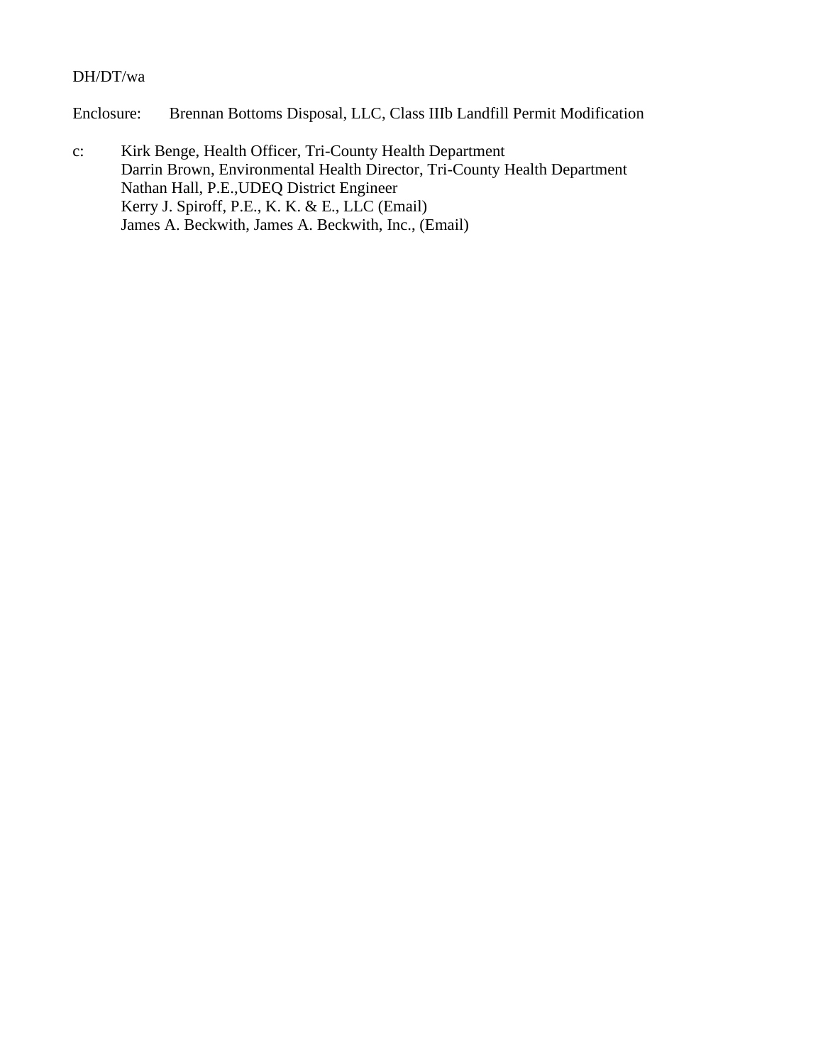DH/DT/wa

Enclosure: Brennan Bottoms Disposal, LLC, Class IIIb Landfill Permit Modification

c: Kirk Benge, Health Officer, Tri-County Health Department
Darrin Brown, Environmental Health Director, Tri-County Health Department
Nathan Hall, P.E.,UDEQ District Engineer
Kerry J. Spiroff, P.E., K. K. & E., LLC (Email)
James A. Beckwith, James A. Beckwith, Inc., (Email)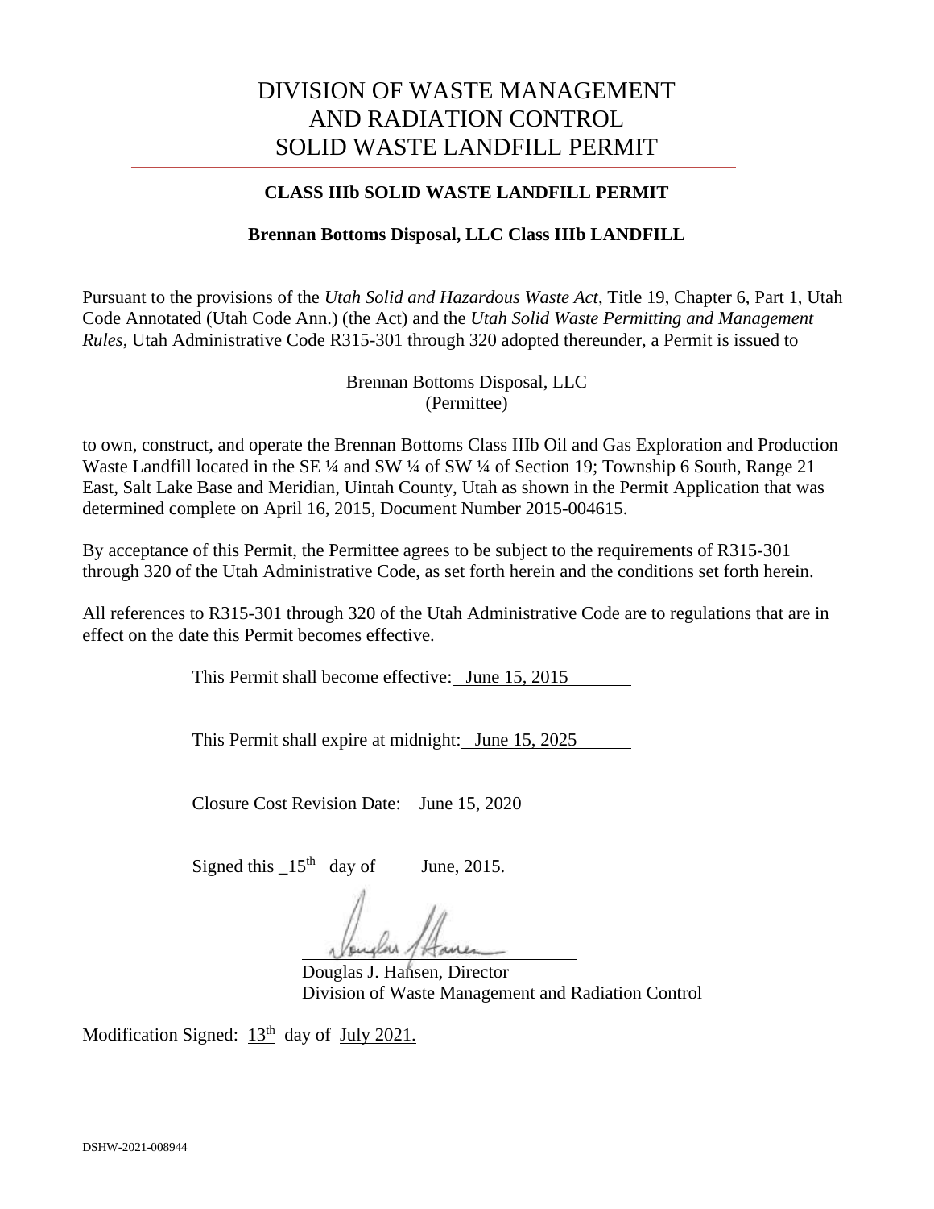# DIVISION OF WASTE MANAGEMENT AND RADIATION CONTROL SOLID WASTE LANDFILL PERMIT

## CLASS IIIb SOLID WASTE LANDFILL PERMIT

### Brennan Bottoms Disposal, LLC Class IIIb LANDFILL

Pursuant to the provisions of the *Utah Solid and Hazardous Waste Act*, Title 19, Chapter 6, Part 1, Utah Code Annotated (Utah Code Ann.) (the Act) and the *Utah Solid Waste Permitting and Management Rules*, Utah Administrative Code R315-301 through 320 adopted thereunder, a Permit is issued to

Brennan Bottoms Disposal, LLC
(Permittee)

to own, construct, and operate the Brennan Bottoms Class IIIb Oil and Gas Exploration and Production Waste Landfill located in the SE ¼ and SW ¼ of SW ¼ of Section 19; Township 6 South, Range 21 East, Salt Lake Base and Meridian, Uintah County, Utah as shown in the Permit Application that was determined complete on April 16, 2015, Document Number 2015-004615.

By acceptance of this Permit, the Permittee agrees to be subject to the requirements of R315-301 through 320 of the Utah Administrative Code, as set forth herein and the conditions set forth herein.

All references to R315-301 through 320 of the Utah Administrative Code are to regulations that are in effect on the date this Permit becomes effective.

This Permit shall become effective: June 15, 2015

This Permit shall expire at midnight: June 15, 2025

Closure Cost Revision Date: June 15, 2020

Signed this 15th day of June, 2015.

Douglas J. Hansen, Director
Division of Waste Management and Radiation Control

Modification Signed: 13th day of July 2021.

DSHW-2021-008944